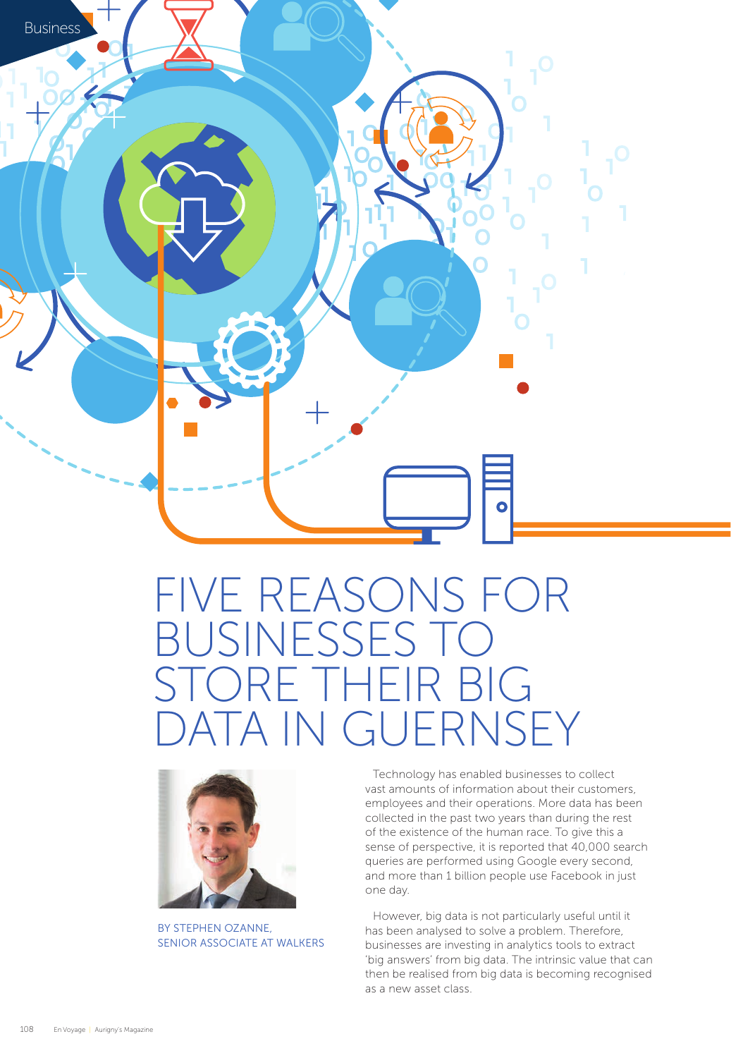# FIVE REASONS FOR BUSINESSES TO STORE THEIR BIG DATA IN GUERNSEY

BY STEPHEN OZANNE, SENIOR ASSOCIATE AT WALKERS

Technology has enabled businesses to collect vast amounts of information about their customers, employees and their operations. More data has been collected in the past two years than during the rest of the existence of the human race. To give this a sense of perspective, it is reported that 40,000 search queries are performed using Google every second, and more than 1 billion people use Facebook in just one day.

However, big data is not particularly useful until it has been analysed to solve a problem. Therefore, businesses are investing in analytics tools to extract 'big answers' from big data. The intrinsic value that can then be realised from big data is becoming recognised as a new asset class.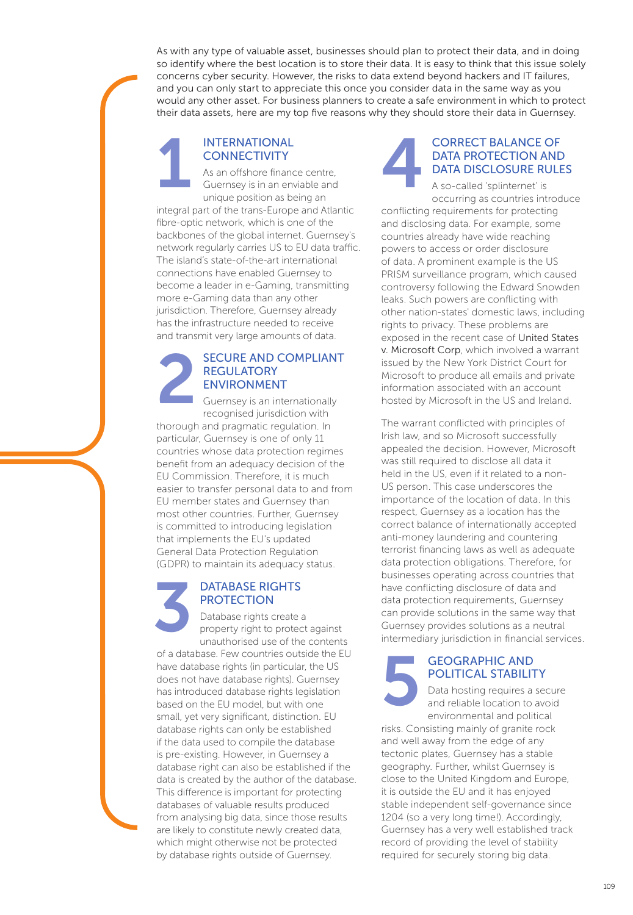As with any type of valuable asset, businesses should plan to protect their data, and in doing so identify where the best location is to store their data. It is easy to think that this issue solely concerns cyber security. However, the risks to data extend beyond hackers and IT failures, and you can only start to appreciate this once you consider data in the same way as you would any other asset. For business planners to create a safe environment in which to protect their data assets, here are my top five reasons why they should store their data in Guernsey.

## 1 INTERNATIONAL CONNECTIVITY

As an offshore finance centre, Guernsey is in an enviable and unique position as being an integral part of the trans-Europe and Atlantic fibre-optic network, which is one of the backbones of the global internet. Guernsey's network regularly carries US to EU data traffic. The island's state-of-the-art international connections have enabled Guernsey to become a leader in e-Gaming, transmitting more e-Gaming data than any other jurisdiction. Therefore, Guernsey already has the infrastructure needed to receive and transmit very large amounts of data.

## 2 SECURE AND COMPLIANT REGULATORY ENVIRONMENT

Guernsey is an internationally recognised jurisdiction with thorough and pragmatic regulation. In particular, Guernsey is one of only 11 countries whose data protection regimes benefit from an adequacy decision of the EU Commission. Therefore, it is much easier to transfer personal data to and from EU member states and Guernsey than most other countries. Further, Guernsey is committed to introducing legislation that implements the EU's updated General Data Protection Regulation (GDPR) to maintain its adequacy status.

## 3 DATABASE RIGHTS PROTECTION

Database rights create a property right to protect against unauthorised use of the contents of a database. Few countries outside the EU have database rights (in particular, the US does not have database rights). Guernsey has introduced database rights legislation based on the EU model, but with one small, yet very significant, distinction. EU database rights can only be established if the data used to compile the database is pre-existing. However, in Guernsey a database right can also be established if the data is created by the author of the database. This difference is important for protecting databases of valuable results produced from analysing big data, since those results are likely to constitute newly created data, which might otherwise not be protected by database rights outside of Guernsey.

## 4 CORRECT BALANCE OF DATA PROTECTION AND DATA DISCLOSURE RULES

A so-called 'splinternet' is occurring as countries introduce conflicting requirements for protecting and disclosing data. For example, some countries already have wide reaching powers to access or order disclosure of data. A prominent example is the US PRISM surveillance program, which caused controversy following the Edward Snowden leaks. Such powers are conflicting with other nation-states' domestic laws, including rights to privacy. These problems are exposed in the recent case of United States v. Microsoft Corp, which involved a warrant issued by the New York District Court for Microsoft to produce all emails and private information associated with an account hosted by Microsoft in the US and Ireland.

The warrant conflicted with principles of Irish law, and so Microsoft successfully appealed the decision. However, Microsoft was still required to disclose all data it held in the US, even if it related to a non-US person. This case underscores the importance of the location of data. In this respect, Guernsey as a location has the correct balance of internationally accepted anti-money laundering and countering terrorist financing laws as well as adequate data protection obligations. Therefore, for businesses operating across countries that have conflicting disclosure of data and data protection requirements, Guernsey can provide solutions in the same way that Guernsey provides solutions as a neutral intermediary jurisdiction in financial services.

## 5 GEOGRAPHIC AND POLITICAL STABILITY

Data hosting requires a secure and reliable location to avoid environmental and political risks. Consisting mainly of granite rock and well away from the edge of any tectonic plates, Guernsey has a stable geography. Further, whilst Guernsey is close to the United Kingdom and Europe, it is outside the EU and it has enjoyed stable independent self-governance since 1204 (so a very long time!). Accordingly, Guernsey has a very well established track record of providing the level of stability required for securely storing big data.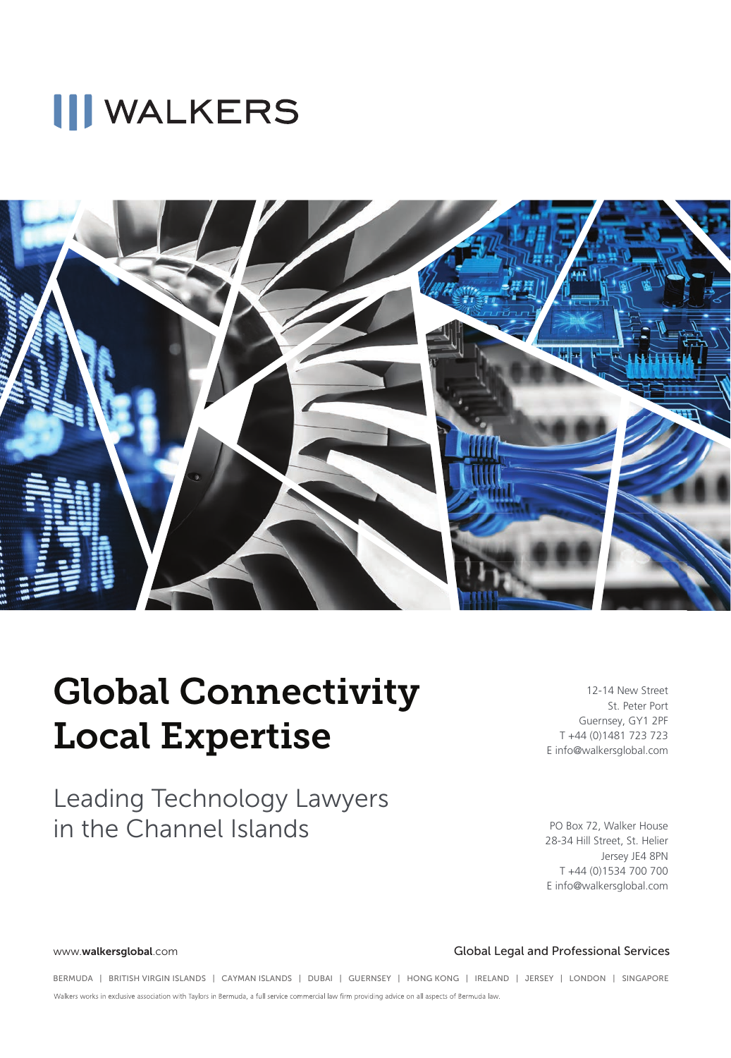# WALKERS

# Global Connectivity Local Expertise

## Leading Technology Lawyers in the Channel Islands

12-14 New Street
St. Peter Port
Guernsey, GY1 2PF
T +44 (0)1481 723 723
E info@walkersglobal.com

PO Box 72, Walker House
28-34 Hill Street, St. Helier
Jersey JE4 8PN
T +44 (0)1534 700 700
E info@walkersglobal.com

www.**walkersglobal**.com

Global Legal and Professional Services

BERMUDA | BRITISH VIRGIN ISLANDS | CAYMAN ISLANDS | DUBAI | GUERNSEY | HONG KONG | IRELAND | JERSEY | LONDON | SINGAPORE

Walkers works in exclusive association with Taylors in Bermuda, a full service commercial law firm providing advice on all aspects of Bermuda law.